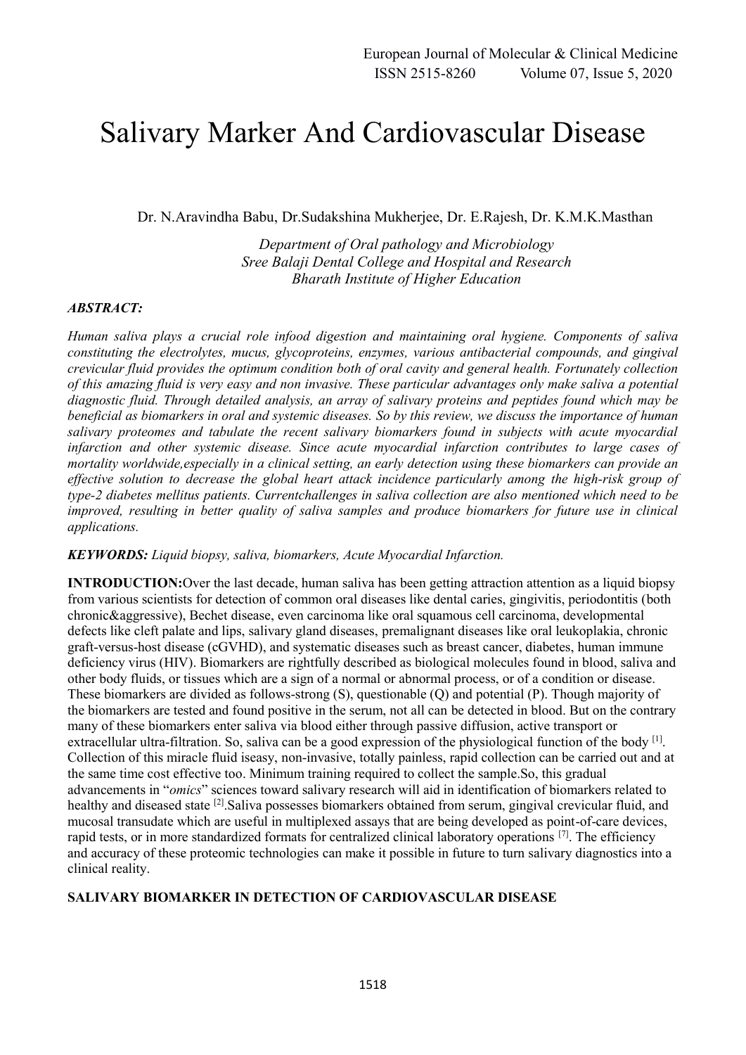# Salivary Marker And Cardiovascular Disease

Dr. N.Aravindha Babu, Dr.Sudakshina Mukherjee, Dr. E.Rajesh, Dr. K.M.K.Masthan

*Department of Oral pathology and Microbiology*
*Sree Balaji Dental College and Hospital and Research*
*Bharath Institute of Higher Education*

***ABSTRACT:***

*Human saliva plays a crucial role infood digestion and maintaining oral hygiene. Components of saliva constituting the electrolytes, mucus, glycoproteins, enzymes, various antibacterial compounds, and gingival crevicular fluid provides the optimum condition both of oral cavity and general health. Fortunately collection of this amazing fluid is very easy and non invasive. These particular advantages only make saliva a potential diagnostic fluid. Through detailed analysis, an array of salivary proteins and peptides found which may be beneficial as biomarkers in oral and systemic diseases. So by this review, we discuss the importance of human salivary proteomes and tabulate the recent salivary biomarkers found in subjects with acute myocardial infarction and other systemic disease. Since acute myocardial infarction contributes to large cases of mortality worldwide,especially in a clinical setting, an early detection using these biomarkers can provide an effective solution to decrease the global heart attack incidence particularly among the high-risk group of type-2 diabetes mellitus patients. Currentchallenges in saliva collection are also mentioned which need to be improved, resulting in better quality of saliva samples and produce biomarkers for future use in clinical applications.*

***KEYWORDS:*** *Liquid biopsy, saliva, biomarkers, Acute Myocardial Infarction.*

**INTRODUCTION:**Over the last decade, human saliva has been getting attraction attention as a liquid biopsy from various scientists for detection of common oral diseases like dental caries, gingivitis, periodontitis (both chronic&aggressive), Bechet disease, even carcinoma like oral squamous cell carcinoma, developmental defects like cleft palate and lips, salivary gland diseases, premalignant diseases like oral leukoplakia, chronic graft-versus-host disease (cGVHD), and systematic diseases such as breast cancer, diabetes, human immune deficiency virus (HIV). Biomarkers are rightfully described as biological molecules found in blood, saliva and other body fluids, or tissues which are a sign of a normal or abnormal process, or of a condition or disease. These biomarkers are divided as follows-strong (S), questionable (Q) and potential (P). Though majority of the biomarkers are tested and found positive in the serum, not all can be detected in blood. But on the contrary many of these biomarkers enter saliva via blood either through passive diffusion, active transport or extracellular ultra-filtration. So, saliva can be a good expression of the physiological function of the body [1]. Collection of this miracle fluid iseasy, non-invasive, totally painless, rapid collection can be carried out and at the same time cost effective too. Minimum training required to collect the sample.So, this gradual advancements in "*omics*" sciences toward salivary research will aid in identification of biomarkers related to healthy and diseased state [2].Saliva possesses biomarkers obtained from serum, gingival crevicular fluid, and mucosal transudate which are useful in multiplexed assays that are being developed as point-of-care devices, rapid tests, or in more standardized formats for centralized clinical laboratory operations [7]. The efficiency and accuracy of these proteomic technologies can make it possible in future to turn salivary diagnostics into a clinical reality.

**SALIVARY BIOMARKER IN DETECTION OF CARDIOVASCULAR DISEASE**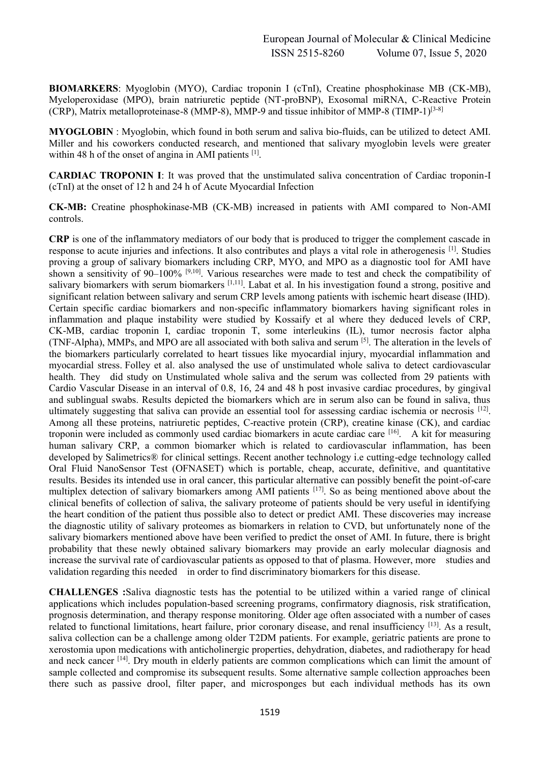**BIOMARKERS**: Myoglobin (MYO), Cardiac troponin I (cTnI), Creatine phosphokinase MB (CK-MB), Myeloperoxidase (MPO), brain natriuretic peptide (NT-proBNP), Exosomal miRNA, C-Reactive Protein (CRP), Matrix metalloproteinase-8 (MMP-8), MMP-9 and tissue inhibitor of MMP-8 (TIMP-1)[3-8]

**MYOGLOBIN** : Myoglobin, which found in both serum and saliva bio-fluids, can be utilized to detect AMI. Miller and his coworkers conducted research, and mentioned that salivary myoglobin levels were greater within 48 h of the onset of angina in AMI patients [1].

**CARDIAC TROPONIN I**: It was proved that the unstimulated saliva concentration of Cardiac troponin-I (cTnI) at the onset of 12 h and 24 h of Acute Myocardial Infection

**CK-MB:** Creatine phosphokinase-MB (CK-MB) increased in patients with AMI compared to Non-AMI controls.

**CRP** is one of the inflammatory mediators of our body that is produced to trigger the complement cascade in response to acute injuries and infections. It also contributes and plays a vital role in atherogenesis [1]. Studies proving a group of salivary biomarkers including CRP, MYO, and MPO as a diagnostic tool for AMI have shown a sensitivity of 90–100% [9,10]. Various researches were made to test and check the compatibility of salivary biomarkers with serum biomarkers [1,11]. Labat et al. In his investigation found a strong, positive and significant relation between salivary and serum CRP levels among patients with ischemic heart disease (IHD). Certain specific cardiac biomarkers and non-specific inflammatory biomarkers having significant roles in inflammation and plaque instability were studied by Kossaify et al where they deduced levels of CRP, CK-MB, cardiac troponin I, cardiac troponin T, some interleukins (IL), tumor necrosis factor alpha (TNF-Alpha), MMPs, and MPO are all associated with both saliva and serum [5]. The alteration in the levels of the biomarkers particularly correlated to heart tissues like myocardial injury, myocardial inflammation and myocardial stress. Folley et al. also analysed the use of unstimulated whole saliva to detect cardiovascular health. They did study on Unstimulated whole saliva and the serum was collected from 29 patients with Cardio Vascular Disease in an interval of 0.8, 16, 24 and 48 h post invasive cardiac procedures, by gingival and sublingual swabs. Results depicted the biomarkers which are in serum also can be found in saliva, thus ultimately suggesting that saliva can provide an essential tool for assessing cardiac ischemia or necrosis [12]. Among all these proteins, natriuretic peptides, C-reactive protein (CRP), creatine kinase (CK), and cardiac troponin were included as commonly used cardiac biomarkers in acute cardiac care [16]. A kit for measuring human salivary CRP, a common biomarker which is related to cardiovascular inflammation, has been developed by Salimetrics® for clinical settings. Recent another technology i.e cutting-edge technology called Oral Fluid NanoSensor Test (OFNASET) which is portable, cheap, accurate, definitive, and quantitative results. Besides its intended use in oral cancer, this particular alternative can possibly benefit the point-of-care multiplex detection of salivary biomarkers among AMI patients [17]. So as being mentioned above about the clinical benefits of collection of saliva, the salivary proteome of patients should be very useful in identifying the heart condition of the patient thus possible also to detect or predict AMI. These discoveries may increase the diagnostic utility of salivary proteomes as biomarkers in relation to CVD, but unfortunately none of the salivary biomarkers mentioned above have been verified to predict the onset of AMI. In future, there is bright probability that these newly obtained salivary biomarkers may provide an early molecular diagnosis and increase the survival rate of cardiovascular patients as opposed to that of plasma. However, more studies and validation regarding this needed in order to find discriminatory biomarkers for this disease.

**CHALLENGES :** Saliva diagnostic tests has the potential to be utilized within a varied range of clinical applications which includes population-based screening programs, confirmatory diagnosis, risk stratification, prognosis determination, and therapy response monitoring. Older age often associated with a number of cases related to functional limitations, heart failure, prior coronary disease, and renal insufficiency [13]. As a result, saliva collection can be a challenge among older T2DM patients. For example, geriatric patients are prone to xerostomia upon medications with anticholinergic properties, dehydration, diabetes, and radiotherapy for head and neck cancer [14]. Dry mouth in elderly patients are common complications which can limit the amount of sample collected and compromise its subsequent results. Some alternative sample collection approaches been there such as passive drool, filter paper, and microsponges but each individual methods has its own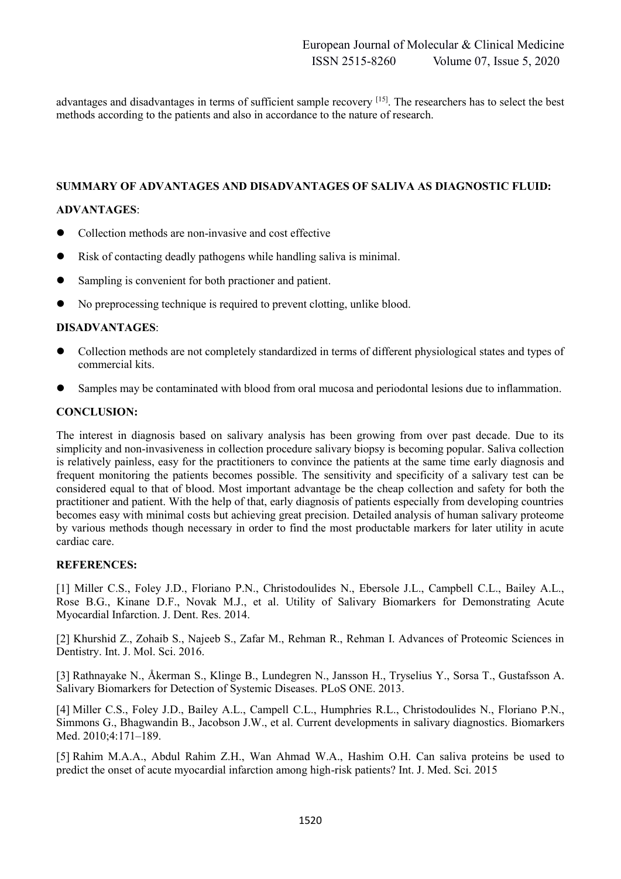advantages and disadvantages in terms of sufficient sample recovery [15]. The researchers has to select the best methods according to the patients and also in accordance to the nature of research.

## SUMMARY OF ADVANTAGES AND DISADVANTAGES OF SALIVA AS DIAGNOSTIC FLUID:

### ADVANTAGES:

- Collection methods are non-invasive and cost effective
- Risk of contacting deadly pathogens while handling saliva is minimal.
- Sampling is convenient for both practioner and patient.
- No preprocessing technique is required to prevent clotting, unlike blood.

### DISADVANTAGES:

- Collection methods are not completely standardized in terms of different physiological states and types of commercial kits.
- Samples may be contaminated with blood from oral mucosa and periodontal lesions due to inflammation.

## CONCLUSION:

The interest in diagnosis based on salivary analysis has been growing from over past decade. Due to its simplicity and non-invasiveness in collection procedure salivary biopsy is becoming popular. Saliva collection is relatively painless, easy for the practitioners to convince the patients at the same time early diagnosis and frequent monitoring the patients becomes possible. The sensitivity and specificity of a salivary test can be considered equal to that of blood. Most important advantage be the cheap collection and safety for both the practitioner and patient. With the help of that, early diagnosis of patients especially from developing countries becomes easy with minimal costs but achieving great precision. Detailed analysis of human salivary proteome by various methods though necessary in order to find the most productable markers for later utility in acute cardiac care.

## REFERENCES:

[1] Miller C.S., Foley J.D., Floriano P.N., Christodoulides N., Ebersole J.L., Campbell C.L., Bailey A.L., Rose B.G., Kinane D.F., Novak M.J., et al. Utility of Salivary Biomarkers for Demonstrating Acute Myocardial Infarction. J. Dent. Res. 2014.

[2] Khurshid Z., Zohaib S., Najeeb S., Zafar M., Rehman R., Rehman I. Advances of Proteomic Sciences in Dentistry. Int. J. Mol. Sci. 2016.

[3] Rathnayake N., Åkerman S., Klinge B., Lundegren N., Jansson H., Tryselius Y., Sorsa T., Gustafsson A. Salivary Biomarkers for Detection of Systemic Diseases. PLoS ONE. 2013.

[4] Miller C.S., Foley J.D., Bailey A.L., Campell C.L., Humphries R.L., Christodoulides N., Floriano P.N., Simmons G., Bhagwandin B., Jacobson J.W., et al. Current developments in salivary diagnostics. Biomarkers Med. 2010;4:171–189.

[5] Rahim M.A.A., Abdul Rahim Z.H., Wan Ahmad W.A., Hashim O.H. Can saliva proteins be used to predict the onset of acute myocardial infarction among high-risk patients? Int. J. Med. Sci. 2015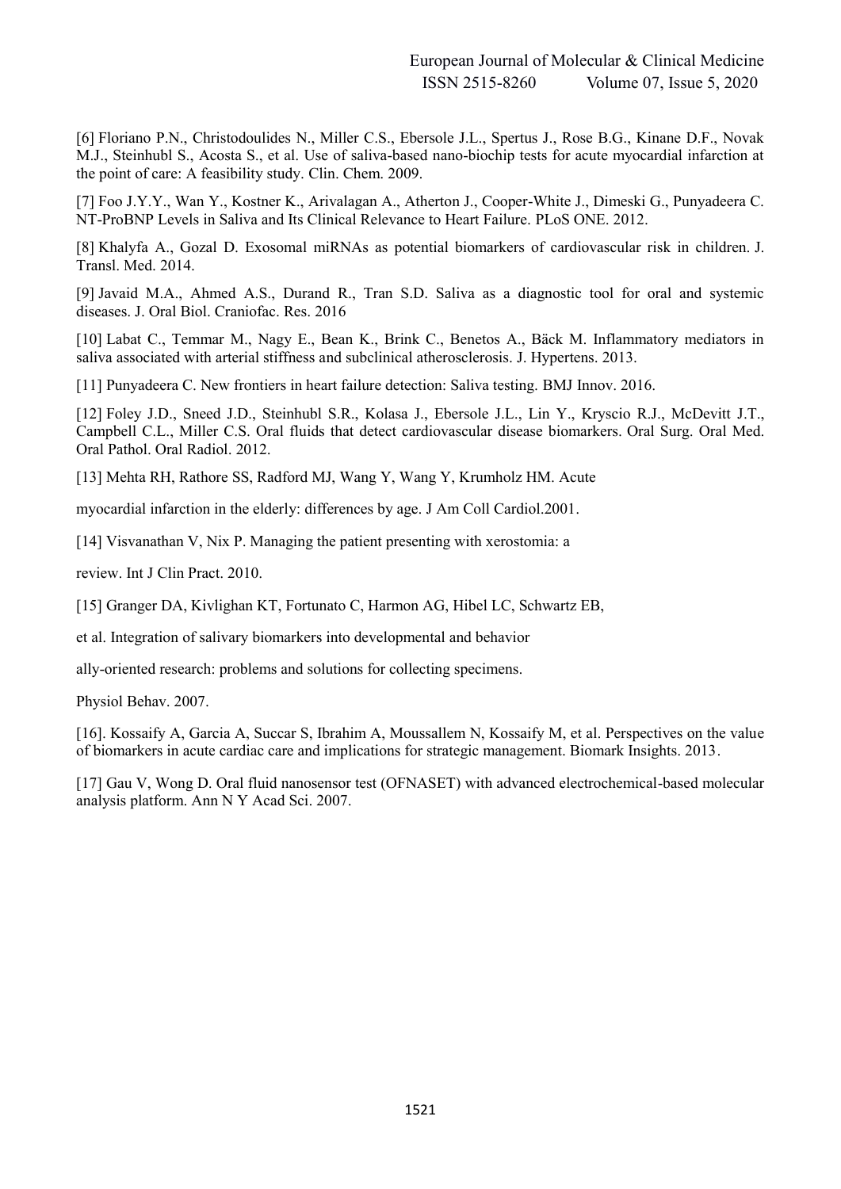[6] Floriano P.N., Christodoulides N., Miller C.S., Ebersole J.L., Spertus J., Rose B.G., Kinane D.F., Novak M.J., Steinhubl S., Acosta S., et al. Use of saliva-based nano-biochip tests for acute myocardial infarction at the point of care: A feasibility study. Clin. Chem. 2009.

[7] Foo J.Y.Y., Wan Y., Kostner K., Arivalagan A., Atherton J., Cooper-White J., Dimeski G., Punyadeera C. NT-ProBNP Levels in Saliva and Its Clinical Relevance to Heart Failure. PLoS ONE. 2012.

[8] Khalyfa A., Gozal D. Exosomal miRNAs as potential biomarkers of cardiovascular risk in children. J. Transl. Med. 2014.

[9] Javaid M.A., Ahmed A.S., Durand R., Tran S.D. Saliva as a diagnostic tool for oral and systemic diseases. J. Oral Biol. Craniofac. Res. 2016

[10] Labat C., Temmar M., Nagy E., Bean K., Brink C., Benetos A., Bäck M. Inflammatory mediators in saliva associated with arterial stiffness and subclinical atherosclerosis. J. Hypertens. 2013.

[11] Punyadeera C. New frontiers in heart failure detection: Saliva testing. BMJ Innov. 2016.

[12] Foley J.D., Sneed J.D., Steinhubl S.R., Kolasa J., Ebersole J.L., Lin Y., Kryscio R.J., McDevitt J.T., Campbell C.L., Miller C.S. Oral fluids that detect cardiovascular disease biomarkers. Oral Surg. Oral Med. Oral Pathol. Oral Radiol. 2012.

[13] Mehta RH, Rathore SS, Radford MJ, Wang Y, Wang Y, Krumholz HM. Acute

myocardial infarction in the elderly: differences by age. J Am Coll Cardiol.2001.

[14] Visvanathan V, Nix P. Managing the patient presenting with xerostomia: a

review. Int J Clin Pract. 2010.

[15] Granger DA, Kivlighan KT, Fortunato C, Harmon AG, Hibel LC, Schwartz EB,

et al. Integration of salivary biomarkers into developmental and behavior

ally-oriented research: problems and solutions for collecting specimens.

Physiol Behav. 2007.

[16]. Kossaify A, Garcia A, Succar S, Ibrahim A, Moussallem N, Kossaify M, et al. Perspectives on the value of biomarkers in acute cardiac care and implications for strategic management. Biomark Insights. 2013.

[17] Gau V, Wong D. Oral fluid nanosensor test (OFNASET) with advanced electrochemical-based molecular analysis platform. Ann N Y Acad Sci. 2007.